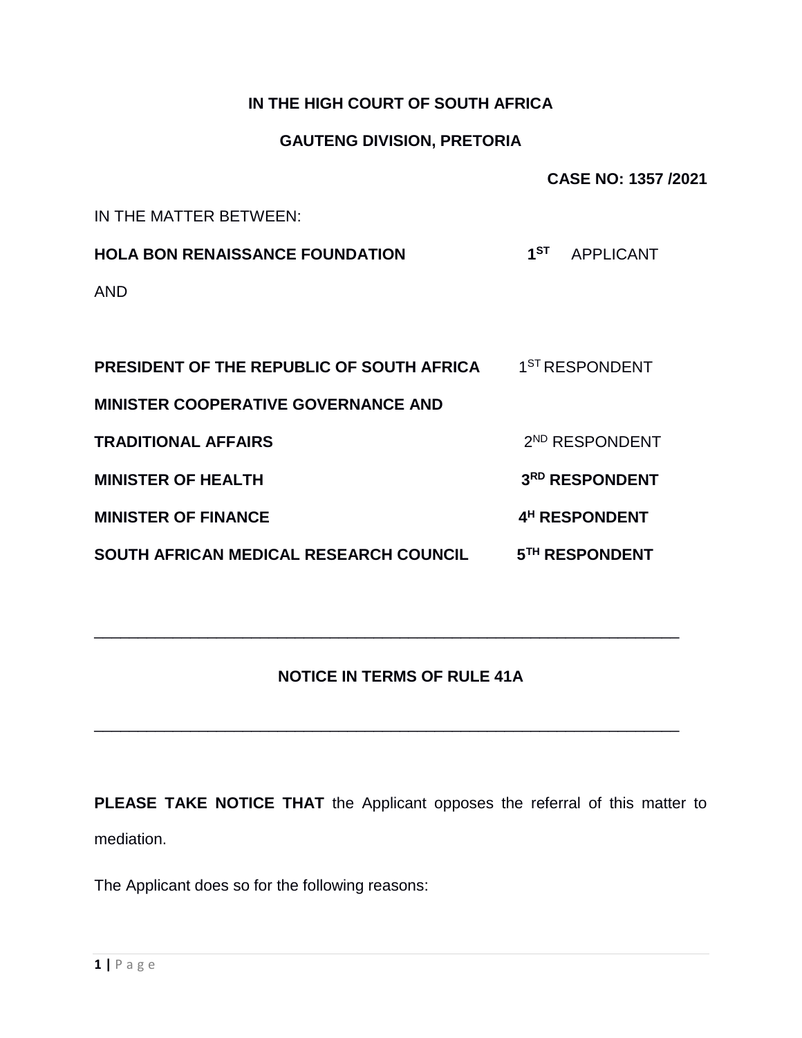**IN THE HIGH COURT OF SOUTH AFRICA**

**GAUTENG DIVISION, PRETORIA**

**CASE NO: 1357 /2021**

IN THE MATTER BETWEEN:

| | |
|---|---|
| **HOLA BON RENAISSANCE FOUNDATION** | **1ST** APPLICANT |
| AND | |
| **PRESIDENT OF THE REPUBLIC OF SOUTH AFRICA** | 1ST RESPONDENT |
| **MINISTER COOPERATIVE GOVERNANCE AND TRADITIONAL AFFAIRS** | 2ND RESPONDENT |
| **MINISTER OF HEALTH** | **3RD RESPONDENT** |
| **MINISTER OF FINANCE** | **4H RESPONDENT** |
| **SOUTH AFRICAN MEDICAL RESEARCH COUNCIL** | **5TH RESPONDENT** |

---

**NOTICE IN TERMS OF RULE 41A**

---

**PLEASE TAKE NOTICE THAT** the Applicant opposes the referral of this matter to mediation.

The Applicant does so for the following reasons: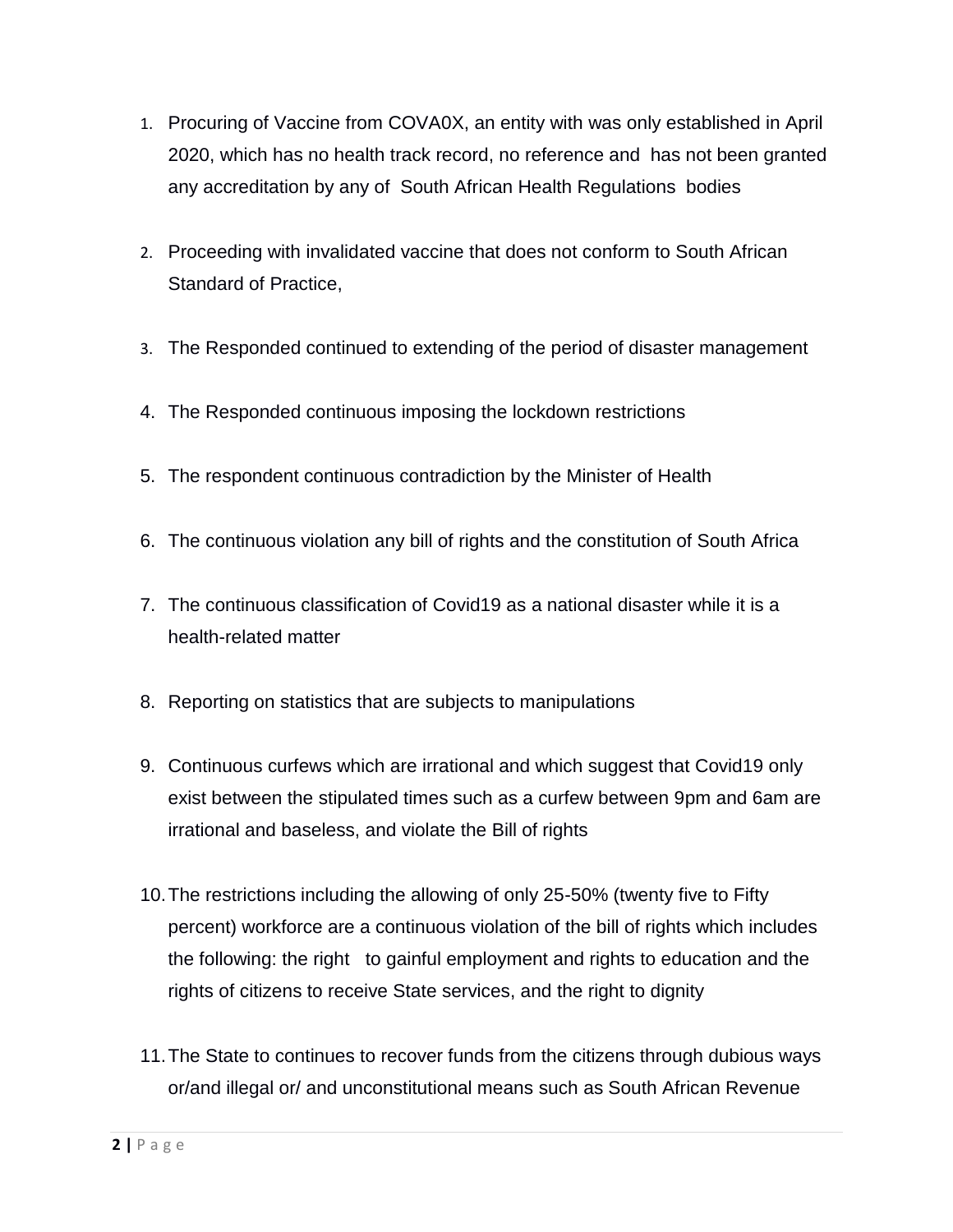1. Procuring of Vaccine from COVA0X, an entity with was only established in April 2020, which has no health track record, no reference and has not been granted any accreditation by any of South African Health Regulations bodies

2. Proceeding with invalidated vaccine that does not conform to South African Standard of Practice,

3. The Responded continued to extending of the period of disaster management

4. The Responded continuous imposing the lockdown restrictions

5. The respondent continuous contradiction by the Minister of Health

6. The continuous violation any bill of rights and the constitution of South Africa

7. The continuous classification of Covid19 as a national disaster while it is a health-related matter

8. Reporting on statistics that are subjects to manipulations

9. Continuous curfews which are irrational and which suggest that Covid19 only exist between the stipulated times such as a curfew between 9pm and 6am are irrational and baseless, and violate the Bill of rights

10. The restrictions including the allowing of only 25-50% (twenty five to Fifty percent) workforce are a continuous violation of the bill of rights which includes the following: the right to gainful employment and rights to education and the rights of citizens to receive State services, and the right to dignity

11. The State to continues to recover funds from the citizens through dubious ways or/and illegal or/ and unconstitutional means such as South African Revenue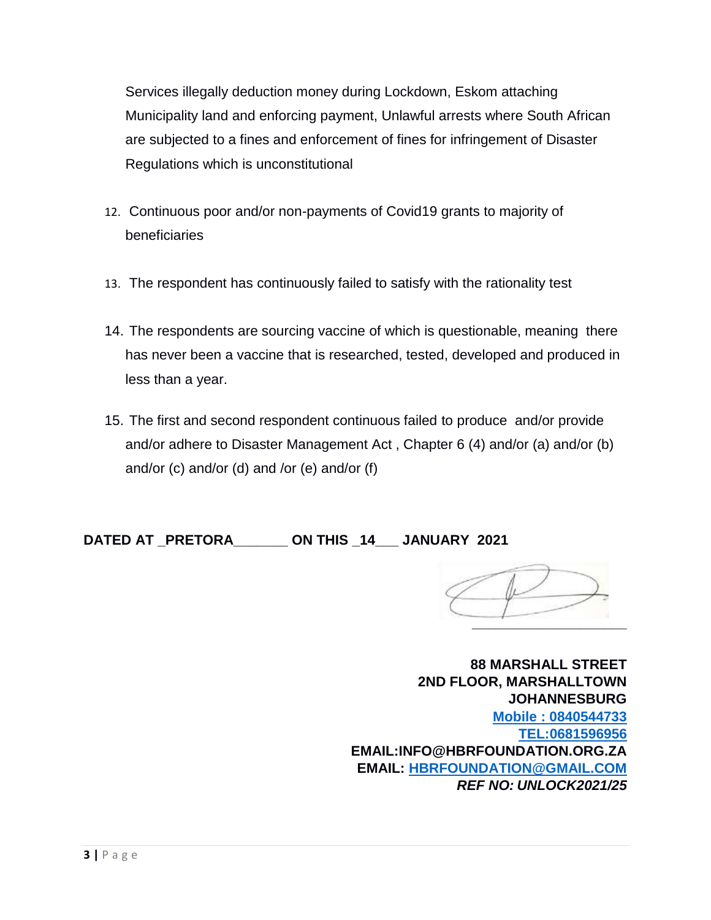Services illegally deduction money during Lockdown, Eskom attaching Municipality land and enforcing payment, Unlawful arrests where South African are subjected to a fines and enforcement of fines for infringement of Disaster Regulations which is unconstitutional

12. Continuous poor and/or non-payments of Covid19 grants to majority of beneficiaries

13. The respondent has continuously failed to satisfy with the rationality test

14. The respondents are sourcing vaccine of which is questionable, meaning there has never been a vaccine that is researched, tested, developed and produced in less than a year.

15. The first and second respondent continuous failed to produce and/or provide and/or adhere to Disaster Management Act , Chapter 6 (4) and/or (a) and/or (b) and/or (c) and/or (d) and /or (e) and/or (f)

**DATED AT _PRETORA_______ ON THIS _14___ JANUARY 2021**

\_\_\_\_\_\_\_\_\_\_\_\_\_\_\_\_\_\_\_\_\_\_\_\_

**88 MARSHALL STREET**
**2ND FLOOR, MARSHALLTOWN**
**JOHANNESBURG**
**Mobile : 0840544733**
**TEL:0681596956**
**EMAIL:INFO@HBRFOUNDATION.ORG.ZA**
**EMAIL: HBRFOUNDATION@GMAIL.COM**
***REF NO: UNLOCK2021/25***